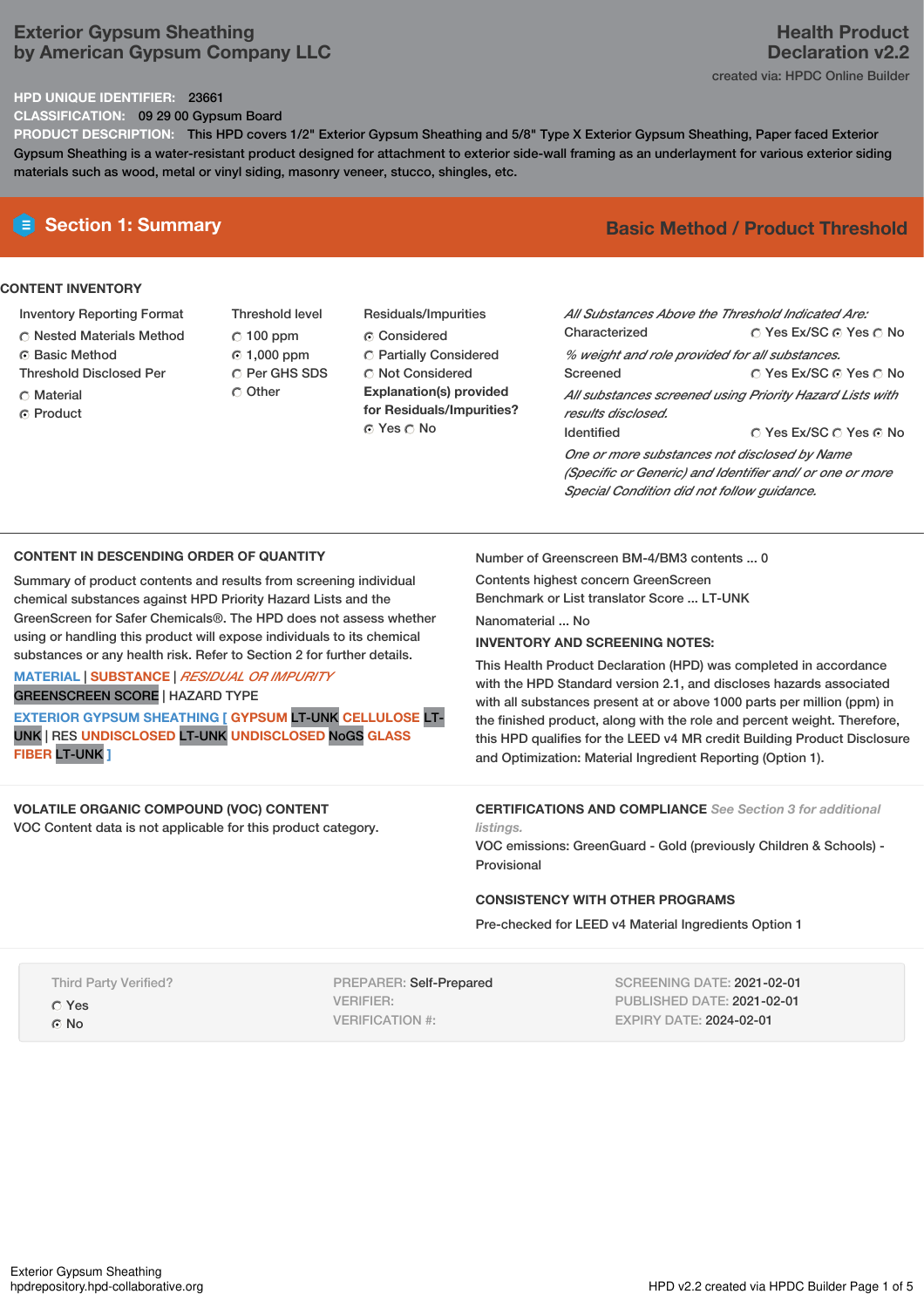# Exterior Gypsum Sheathing by American Gypsum Company LLC

**Health Product Declaration v2.2**

created via: HPDC Online Builder

**HPD UNIQUE IDENTIFIER:** 23661

**CLASSIFICATION:** 09 29 00 Gypsum Board

**PRODUCT DESCRIPTION:** This HPD covers 1/2" Exterior Gypsum Sheathing and 5/8" Type X Exterior Gypsum Sheathing, Paper faced Exterior Gypsum Sheathing is a water-resistant product designed for attachment to exterior side-wall framing as an underlayment for various exterior siding materials such as wood, metal or vinyl siding, masonry veneer, stucco, shingles, etc.

## Section 1: Summary

**Basic Method / Product Threshold**

### CONTENT INVENTORY

Inventory Reporting Format
- ○ Nested Materials Method
- ● Basic Method

Threshold Disclosed Per
- ○ Material
- ● Product

Threshold level
- ○ 100 ppm
- ● 1,000 ppm
- ○ Per GHS SDS
- ○ Other

Residuals/Impurities
- ● Considered
- ○ Partially Considered
- ○ Not Considered

**Explanation(s) provided for Residuals/Impurities?**
● Yes ○ No

*All Substances Above the Threshold Indicated Are:*

Characterized ○ Yes Ex/SC ● Yes ○ No

*% weight and role provided for all substances.*

Screened ○ Yes Ex/SC ● Yes ○ No

*All substances screened using Priority Hazard Lists with results disclosed.*

Identified ○ Yes Ex/SC ○ Yes ● No

*One or more substances not disclosed by Name (Specific or Generic) and Identifier and/ or one or more Special Condition did not follow guidance.*

### CONTENT IN DESCENDING ORDER OF QUANTITY

Summary of product contents and results from screening individual chemical substances against HPD Priority Hazard Lists and the GreenScreen for Safer Chemicals®. The HPD does not assess whether using or handling this product will expose individuals to its chemical substances or any health risk. Refer to Section 2 for further details.

MATERIAL | SUBSTANCE | *RESIDUAL OR IMPURITY*
GREENSCREEN SCORE | HAZARD TYPE

EXTERIOR GYPSUM SHEATHING [ GYPSUM LT-UNK CELLULOSE LT-UNK | RES UNDISCLOSED LT-UNK UNDISCLOSED NoGS GLASS FIBER LT-UNK ]

Number of Greenscreen BM-4/BM3 contents ... 0

Contents highest concern GreenScreen Benchmark or List translator Score ... LT-UNK

Nanomaterial ... No

**INVENTORY AND SCREENING NOTES:**

This Health Product Declaration (HPD) was completed in accordance with the HPD Standard version 2.1, and discloses hazards associated with all substances present at or above 1000 parts per million (ppm) in the finished product, along with the role and percent weight. Therefore, this HPD qualifies for the LEED v4 MR credit Building Product Disclosure and Optimization: Material Ingredient Reporting (Option 1).

### VOLATILE ORGANIC COMPOUND (VOC) CONTENT

VOC Content data is not applicable for this product category.

### CERTIFICATIONS AND COMPLIANCE *See Section 3 for additional listings.*

VOC emissions: GreenGuard - Gold (previously Children & Schools) - Provisional

### CONSISTENCY WITH OTHER PROGRAMS

Pre-checked for LEED v4 Material Ingredients Option 1

Third Party Verified?
- ○ Yes
- ● No

PREPARER: Self-Prepared
VERIFIER:
VERIFICATION #:

SCREENING DATE: 2021-02-01
PUBLISHED DATE: 2021-02-01
EXPIRY DATE: 2024-02-01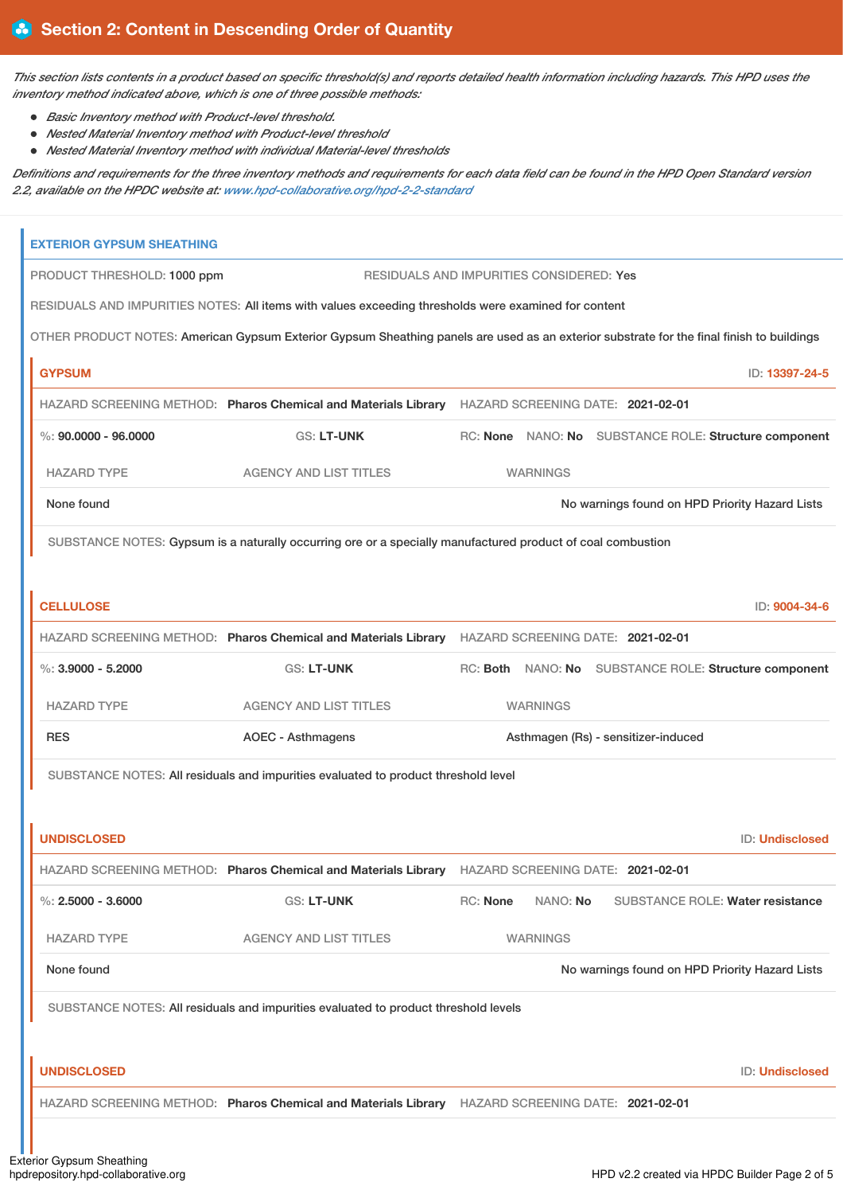## Section 2: Content in Descending Order of Quantity

*This section lists contents in a product based on specific threshold(s) and reports detailed health information including hazards. This HPD uses the inventory method indicated above, which is one of three possible methods:*

- *Basic Inventory method with Product-level threshold.*
- *Nested Material Inventory method with Product-level threshold*
- *Nested Material Inventory method with individual Material-level thresholds*

*Definitions and requirements for the three inventory methods and requirements for each data field can be found in the HPD Open Standard version 2.2, available on the HPDC website at: www.hpd-collaborative.org/hpd-2-2-standard*

### EXTERIOR GYPSUM SHEATHING

PRODUCT THRESHOLD: 1000 ppm    RESIDUALS AND IMPURITIES CONSIDERED: Yes

RESIDUALS AND IMPURITIES NOTES: All items with values exceeding thresholds were examined for content

OTHER PRODUCT NOTES: American Gypsum Exterior Gypsum Sheathing panels are used as an exterior substrate for the final finish to buildings

#### GYPSUM

ID: 13397-24-5

HAZARD SCREENING METHOD: **Pharos Chemical and Materials Library**    HAZARD SCREENING DATE: **2021-02-01**

%: **90.0000 - 96.0000**    GS: **LT-UNK**    RC: **None**    NANO: **No**    SUBSTANCE ROLE: **Structure component**

| HAZARD TYPE | AGENCY AND LIST TITLES | WARNINGS |
| --- | --- | --- |
| None found | | No warnings found on HPD Priority Hazard Lists |

SUBSTANCE NOTES: Gypsum is a naturally occurring ore or a specially manufactured product of coal combustion

#### CELLULOSE

ID: 9004-34-6

HAZARD SCREENING METHOD: **Pharos Chemical and Materials Library**    HAZARD SCREENING DATE: **2021-02-01**

%: **3.9000 - 5.2000**    GS: **LT-UNK**    RC: **Both**    NANO: **No**    SUBSTANCE ROLE: **Structure component**

| HAZARD TYPE | AGENCY AND LIST TITLES | WARNINGS |
| --- | --- | --- |
| RES | AOEC - Asthmagens | Asthmagen (Rs) - sensitizer-induced |

SUBSTANCE NOTES: All residuals and impurities evaluated to product threshold level

#### UNDISCLOSED

ID: Undisclosed

HAZARD SCREENING METHOD: **Pharos Chemical and Materials Library**    HAZARD SCREENING DATE: **2021-02-01**

%: **2.5000 - 3.6000**    GS: **LT-UNK**    RC: **None**    NANO: **No**    SUBSTANCE ROLE: **Water resistance**

| HAZARD TYPE | AGENCY AND LIST TITLES | WARNINGS |
| --- | --- | --- |
| None found | | No warnings found on HPD Priority Hazard Lists |

SUBSTANCE NOTES: All residuals and impurities evaluated to product threshold levels

#### UNDISCLOSED

ID: Undisclosed

HAZARD SCREENING METHOD: **Pharos Chemical and Materials Library**    HAZARD SCREENING DATE: **2021-02-01**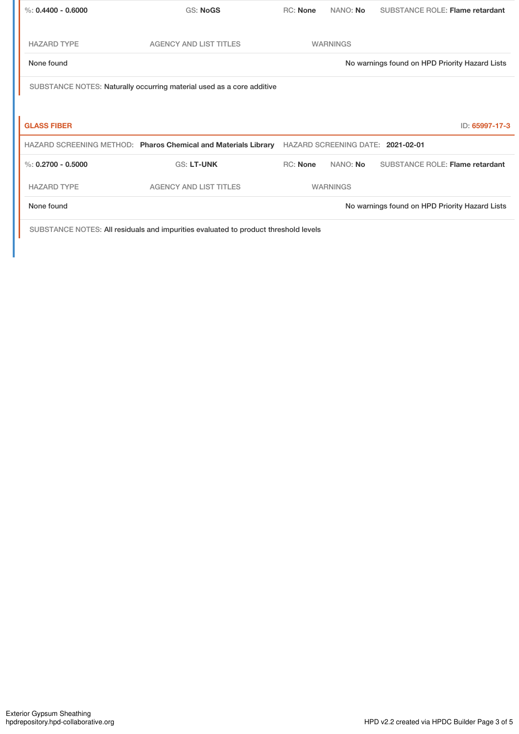%: **0.4400 - 0.6000** | GS: **NoGS** | RC: **None** | NANO: **No** | SUBSTANCE ROLE: **Flame retardant**

| HAZARD TYPE | AGENCY AND LIST TITLES | WARNINGS |
| --- | --- | --- |
| None found | | No warnings found on HPD Priority Hazard Lists |

SUBSTANCE NOTES: Naturally occurring material used as a core additive

## GLASS FIBER

ID: 65997-17-3

HAZARD SCREENING METHOD: **Pharos Chemical and Materials Library** | HAZARD SCREENING DATE: **2021-02-01**

%: **0.2700 - 0.5000** | GS: **LT-UNK** | RC: **None** | NANO: **No** | SUBSTANCE ROLE: **Flame retardant**

| HAZARD TYPE | AGENCY AND LIST TITLES | WARNINGS |
| --- | --- | --- |
| None found | | No warnings found on HPD Priority Hazard Lists |

SUBSTANCE NOTES: All residuals and impurities evaluated to product threshold levels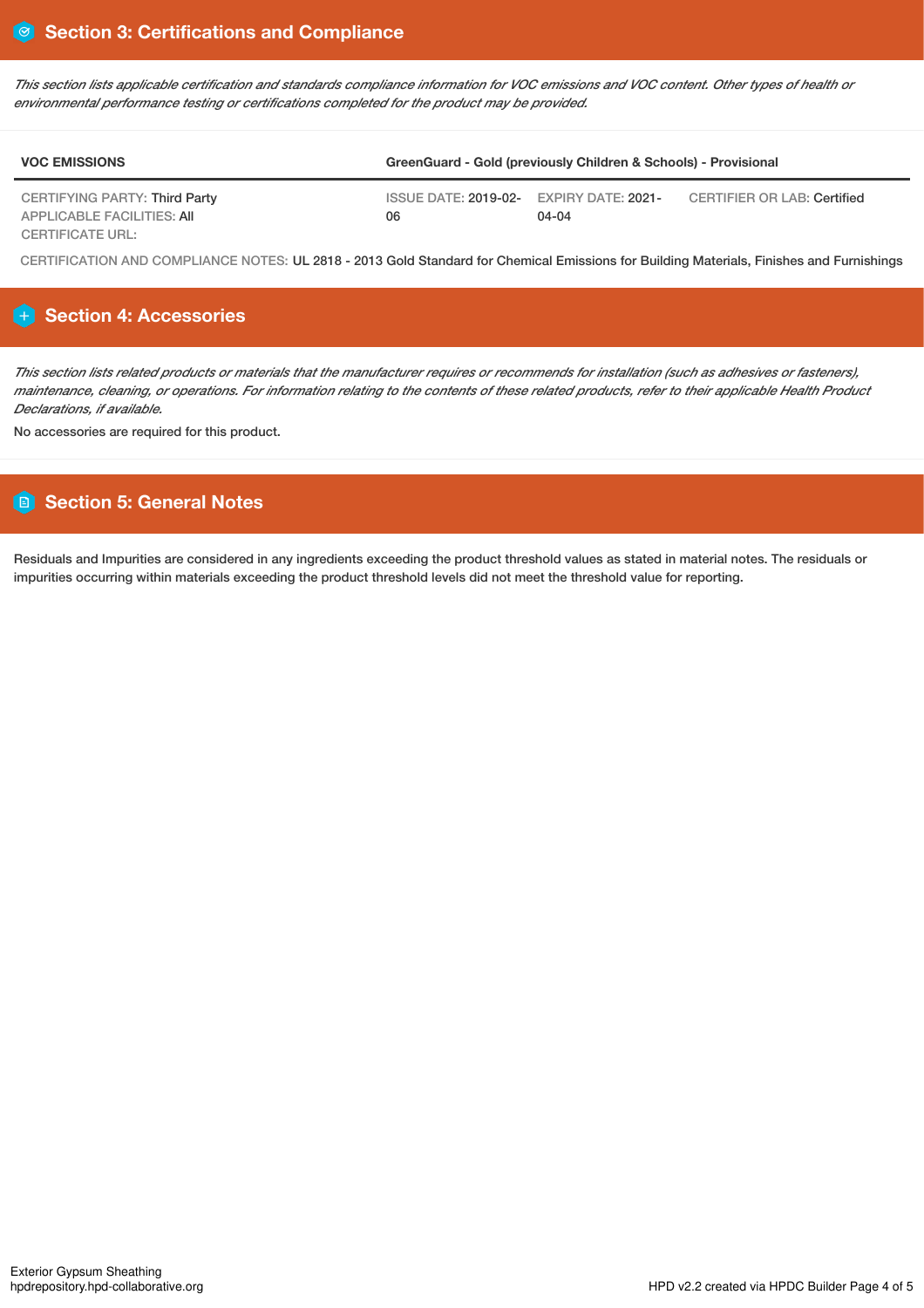## Section 3: Certifications and Compliance

*This section lists applicable certification and standards compliance information for VOC emissions and VOC content. Other types of health or environmental performance testing or certifications completed for the product may be provided.*

| VOC EMISSIONS | GreenGuard - Gold (previously Children & Schools) - Provisional | | |
|---|---|---|---|
| CERTIFYING PARTY: Third Party<br>APPLICABLE FACILITIES: All<br>CERTIFICATE URL: | ISSUE DATE: 2019-02-06 | EXPIRY DATE: 2021-04-04 | CERTIFIER OR LAB: Certified |

CERTIFICATION AND COMPLIANCE NOTES: UL 2818 - 2013 Gold Standard for Chemical Emissions for Building Materials, Finishes and Furnishings

## Section 4: Accessories

*This section lists related products or materials that the manufacturer requires or recommends for installation (such as adhesives or fasteners), maintenance, cleaning, or operations. For information relating to the contents of these related products, refer to their applicable Health Product Declarations, if available.*

No accessories are required for this product.

## Section 5: General Notes

Residuals and Impurities are considered in any ingredients exceeding the product threshold values as stated in material notes. The residuals or impurities occurring within materials exceeding the product threshold levels did not meet the threshold value for reporting.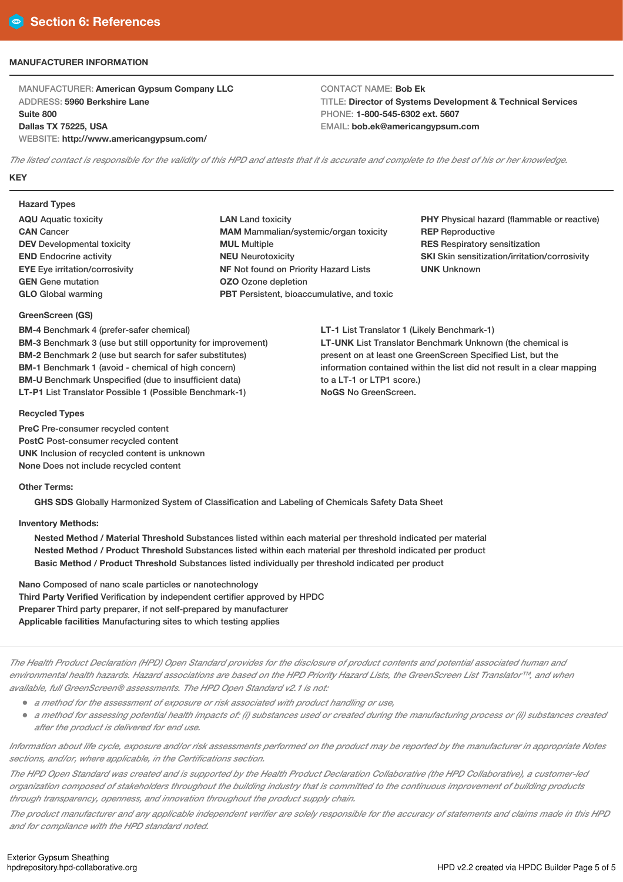# Section 6: References

## MANUFACTURER INFORMATION

MANUFACTURER: **American Gypsum Company LLC**
ADDRESS: **5960 Berkshire Lane**
**Suite 800**
**Dallas TX 75225, USA**
WEBSITE: **http://www.americangypsum.com/**

CONTACT NAME: **Bob Ek**
TITLE: **Director of Systems Development & Technical Services**
PHONE: **1-800-545-6302 ext. 5607**
EMAIL: **bob.ek@americangypsum.com**

*The listed contact is responsible for the validity of this HPD and attests that it is accurate and complete to the best of his or her knowledge.*

## KEY

### Hazard Types

**AQU** Aquatic toxicity
**CAN** Cancer
**DEV** Developmental toxicity
**END** Endocrine activity
**EYE** Eye irritation/corrosivity
**GEN** Gene mutation
**GLO** Global warming
**LAN** Land toxicity
**MAM** Mammalian/systemic/organ toxicity
**MUL** Multiple
**NEU** Neurotoxicity
**NF** Not found on Priority Hazard Lists
**OZO** Ozone depletion
**PBT** Persistent, bioaccumulative, and toxic
**PHY** Physical hazard (flammable or reactive)
**REP** Reproductive
**RES** Respiratory sensitization
**SKI** Skin sensitization/irritation/corrosivity
**UNK** Unknown

### GreenScreen (GS)

**BM-4** Benchmark 4 (prefer-safer chemical)
**BM-3** Benchmark 3 (use but still opportunity for improvement)
**BM-2** Benchmark 2 (use but search for safer substitutes)
**BM-1** Benchmark 1 (avoid - chemical of high concern)
**BM-U** Benchmark Unspecified (due to insufficient data)
**LT-P1** List Translator Possible 1 (Possible Benchmark-1)
**LT-1** List Translator 1 (Likely Benchmark-1)
**LT-UNK** List Translator Benchmark Unknown (the chemical is present on at least one GreenScreen Specified List, but the information contained within the list did not result in a clear mapping to a LT-1 or LTP1 score.)
**NoGS** No GreenScreen.

### Recycled Types

**PreC** Pre-consumer recycled content
**PostC** Post-consumer recycled content
**UNK** Inclusion of recycled content is unknown
**None** Does not include recycled content

### Other Terms:

**GHS SDS** Globally Harmonized System of Classification and Labeling of Chemicals Safety Data Sheet

### Inventory Methods:

**Nested Method / Material Threshold** Substances listed within each material per threshold indicated per material
**Nested Method / Product Threshold** Substances listed within each material per threshold indicated per product
**Basic Method / Product Threshold** Substances listed individually per threshold indicated per product

**Nano** Composed of nano scale particles or nanotechnology
**Third Party Verified** Verification by independent certifier approved by HPDC
**Preparer** Third party preparer, if not self-prepared by manufacturer
**Applicable facilities** Manufacturing sites to which testing applies

*The Health Product Declaration (HPD) Open Standard provides for the disclosure of product contents and potential associated human and environmental health hazards. Hazard associations are based on the HPD Priority Hazard Lists, the GreenScreen List Translator™, and when available, full GreenScreen® assessments. The HPD Open Standard v2.1 is not:*

- *a method for the assessment of exposure or risk associated with product handling or use,*
- *a method for assessing potential health impacts of: (i) substances used or created during the manufacturing process or (ii) substances created after the product is delivered for end use.*

*Information about life cycle, exposure and/or risk assessments performed on the product may be reported by the manufacturer in appropriate Notes sections, and/or, where applicable, in the Certifications section.*

*The HPD Open Standard was created and is supported by the Health Product Declaration Collaborative (the HPD Collaborative), a customer-led organization composed of stakeholders throughout the building industry that is committed to the continuous improvement of building products through transparency, openness, and innovation throughout the product supply chain.*

*The product manufacturer and any applicable independent verifier are solely responsible for the accuracy of statements and claims made in this HPD and for compliance with the HPD standard noted.*